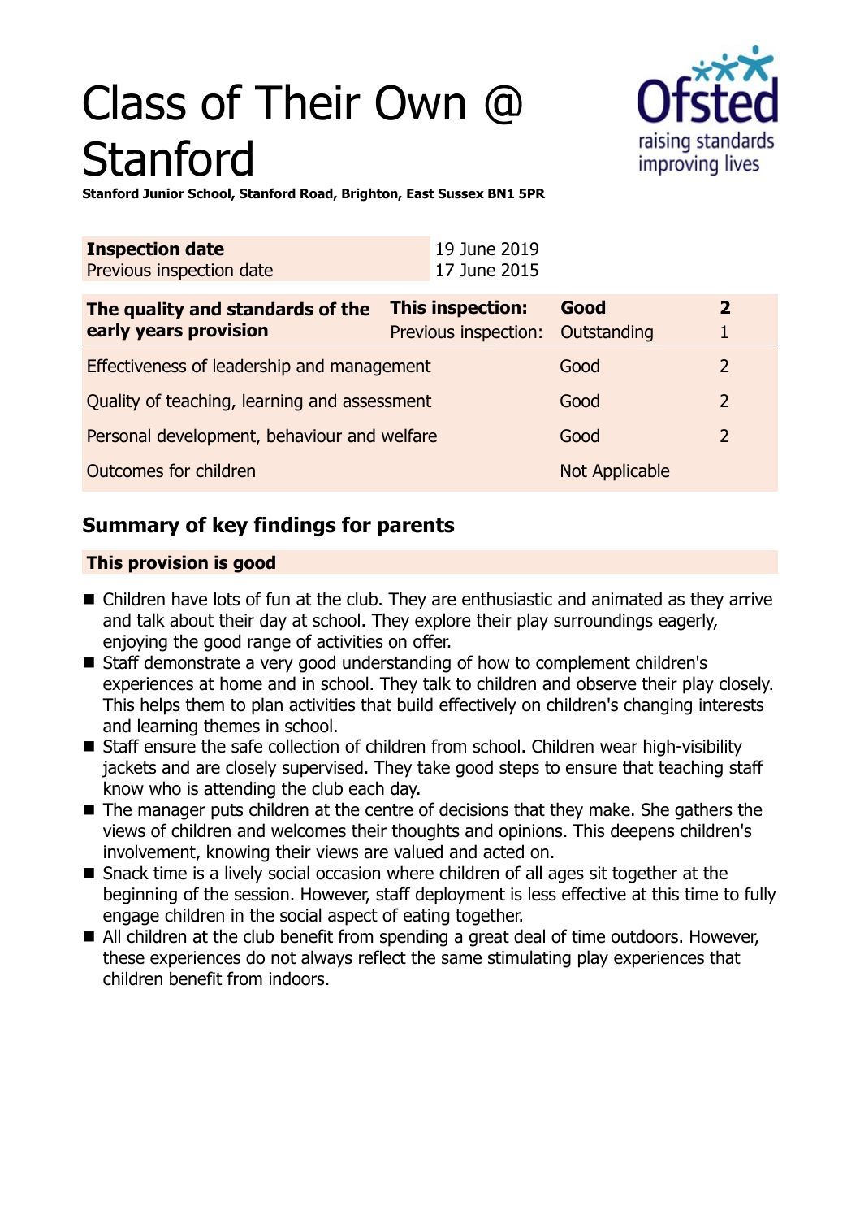# Class of Their Own @ Stanford

**Stanford Junior School, Stanford Road, Brighton, East Sussex BN1 5PR**

| **Inspection date** | 19 June 2019 |
| --- | --- |
| Previous inspection date | 17 June 2015 |

| **The quality and standards of the early years provision** | **This inspection:** | **Good** | **2** |
| --- | --- | --- | --- |
| | Previous inspection: | Outstanding | 1 |
| Effectiveness of leadership and management | | Good | 2 |
| Quality of teaching, learning and assessment | | Good | 2 |
| Personal development, behaviour and welfare | | Good | 2 |
| Outcomes for children | | Not Applicable | |

## Summary of key findings for parents

**This provision is good**

- Children have lots of fun at the club. They are enthusiastic and animated as they arrive and talk about their day at school. They explore their play surroundings eagerly, enjoying the good range of activities on offer.
- Staff demonstrate a very good understanding of how to complement children's experiences at home and in school. They talk to children and observe their play closely. This helps them to plan activities that build effectively on children's changing interests and learning themes in school.
- Staff ensure the safe collection of children from school. Children wear high-visibility jackets and are closely supervised. They take good steps to ensure that teaching staff know who is attending the club each day.
- The manager puts children at the centre of decisions that they make. She gathers the views of children and welcomes their thoughts and opinions. This deepens children's involvement, knowing their views are valued and acted on.
- Snack time is a lively social occasion where children of all ages sit together at the beginning of the session. However, staff deployment is less effective at this time to fully engage children in the social aspect of eating together.
- All children at the club benefit from spending a great deal of time outdoors. However, these experiences do not always reflect the same stimulating play experiences that children benefit from indoors.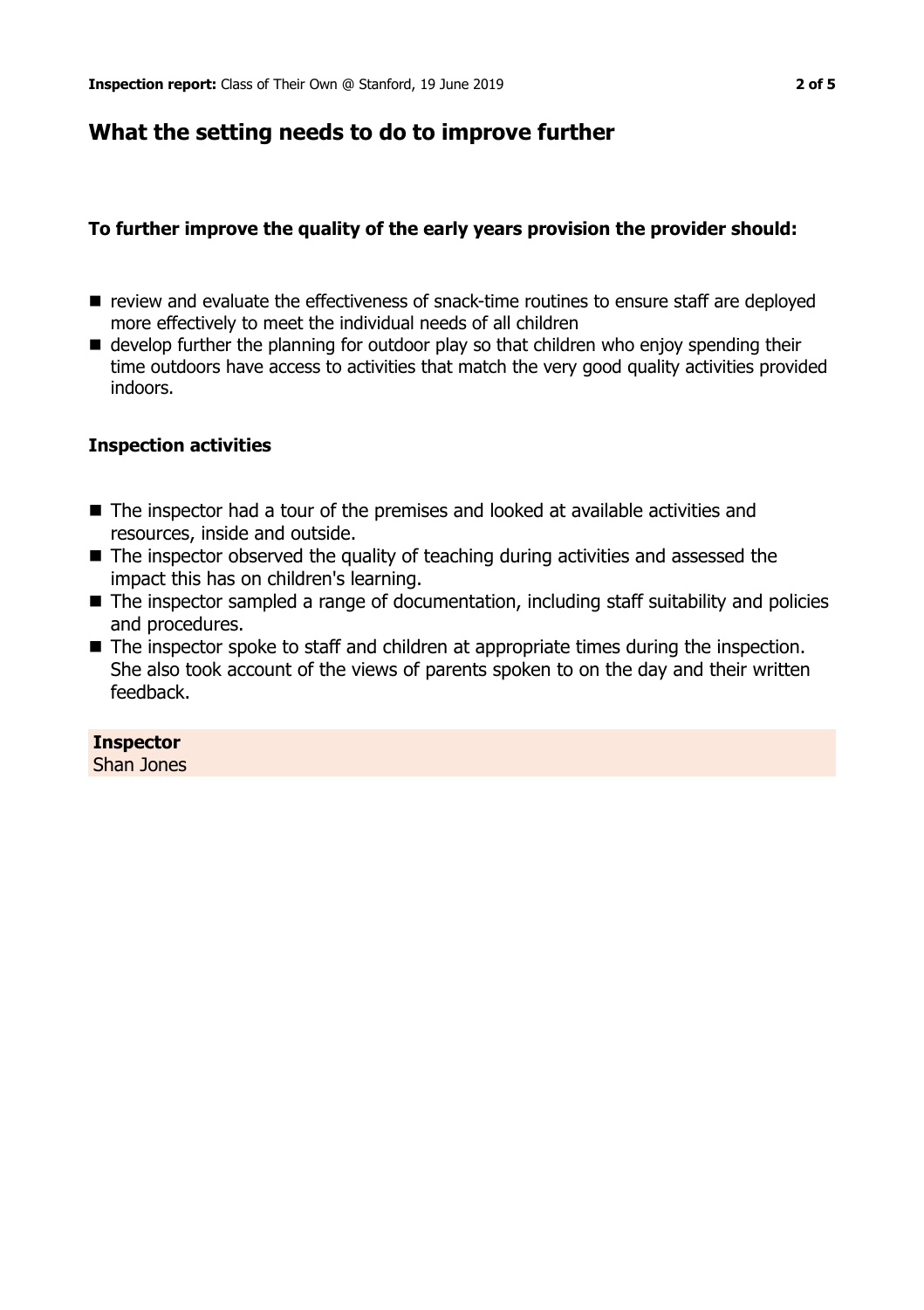## What the setting needs to do to improve further

**To further improve the quality of the early years provision the provider should:**

- review and evaluate the effectiveness of snack-time routines to ensure staff are deployed more effectively to meet the individual needs of all children
- develop further the planning for outdoor play so that children who enjoy spending their time outdoors have access to activities that match the very good quality activities provided indoors.

**Inspection activities**

- The inspector had a tour of the premises and looked at available activities and resources, inside and outside.
- The inspector observed the quality of teaching during activities and assessed the impact this has on children's learning.
- The inspector sampled a range of documentation, including staff suitability and policies and procedures.
- The inspector spoke to staff and children at appropriate times during the inspection. She also took account of the views of parents spoken to on the day and their written feedback.

**Inspector**
Shan Jones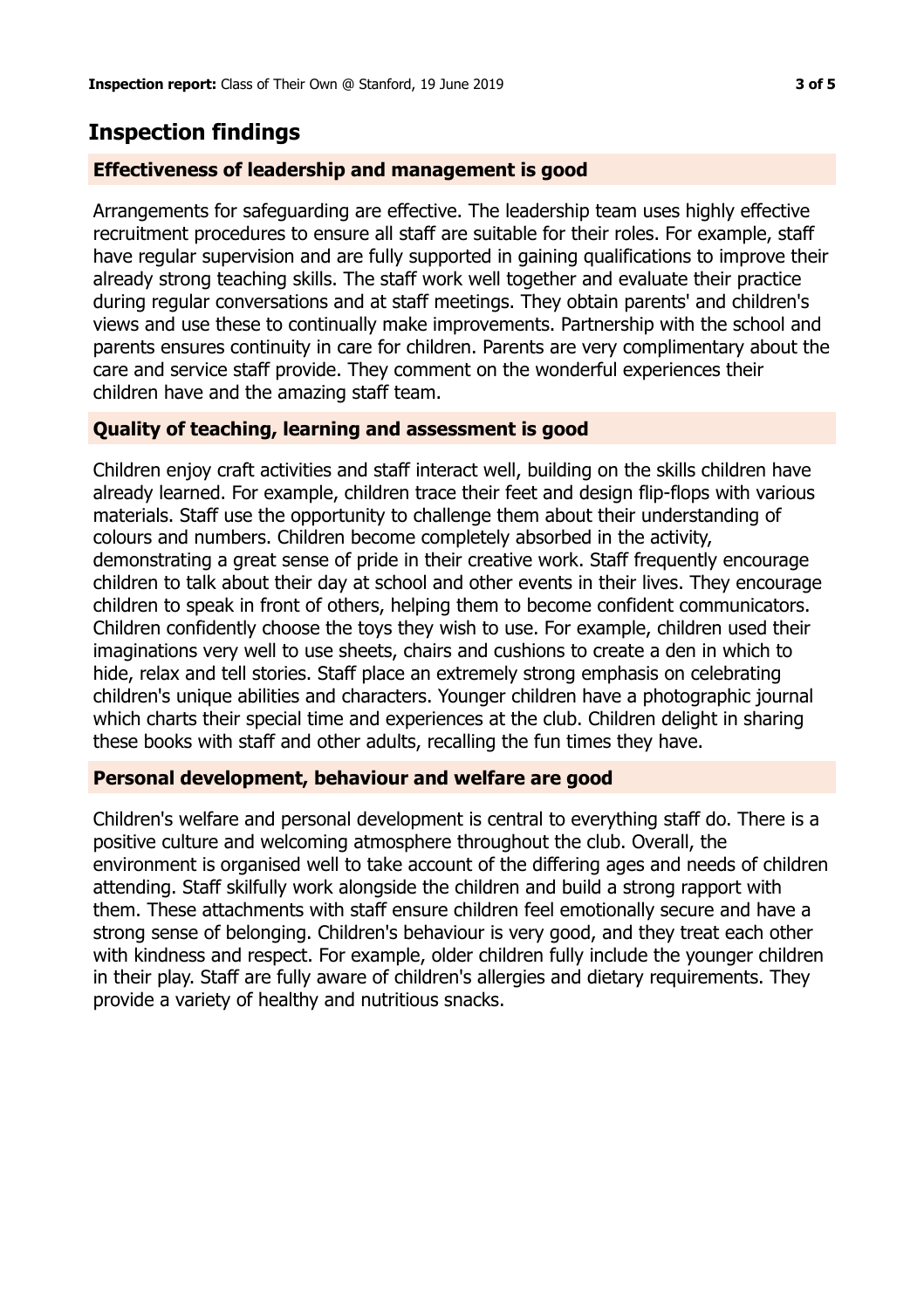## Inspection findings

### Effectiveness of leadership and management is good

Arrangements for safeguarding are effective. The leadership team uses highly effective recruitment procedures to ensure all staff are suitable for their roles. For example, staff have regular supervision and are fully supported in gaining qualifications to improve their already strong teaching skills. The staff work well together and evaluate their practice during regular conversations and at staff meetings. They obtain parents' and children's views and use these to continually make improvements. Partnership with the school and parents ensures continuity in care for children. Parents are very complimentary about the care and service staff provide. They comment on the wonderful experiences their children have and the amazing staff team.

### Quality of teaching, learning and assessment is good

Children enjoy craft activities and staff interact well, building on the skills children have already learned. For example, children trace their feet and design flip-flops with various materials. Staff use the opportunity to challenge them about their understanding of colours and numbers. Children become completely absorbed in the activity, demonstrating a great sense of pride in their creative work. Staff frequently encourage children to talk about their day at school and other events in their lives. They encourage children to speak in front of others, helping them to become confident communicators. Children confidently choose the toys they wish to use. For example, children used their imaginations very well to use sheets, chairs and cushions to create a den in which to hide, relax and tell stories. Staff place an extremely strong emphasis on celebrating children's unique abilities and characters. Younger children have a photographic journal which charts their special time and experiences at the club. Children delight in sharing these books with staff and other adults, recalling the fun times they have.

### Personal development, behaviour and welfare are good

Children's welfare and personal development is central to everything staff do. There is a positive culture and welcoming atmosphere throughout the club. Overall, the environment is organised well to take account of the differing ages and needs of children attending. Staff skilfully work alongside the children and build a strong rapport with them. These attachments with staff ensure children feel emotionally secure and have a strong sense of belonging. Children's behaviour is very good, and they treat each other with kindness and respect. For example, older children fully include the younger children in their play. Staff are fully aware of children's allergies and dietary requirements. They provide a variety of healthy and nutritious snacks.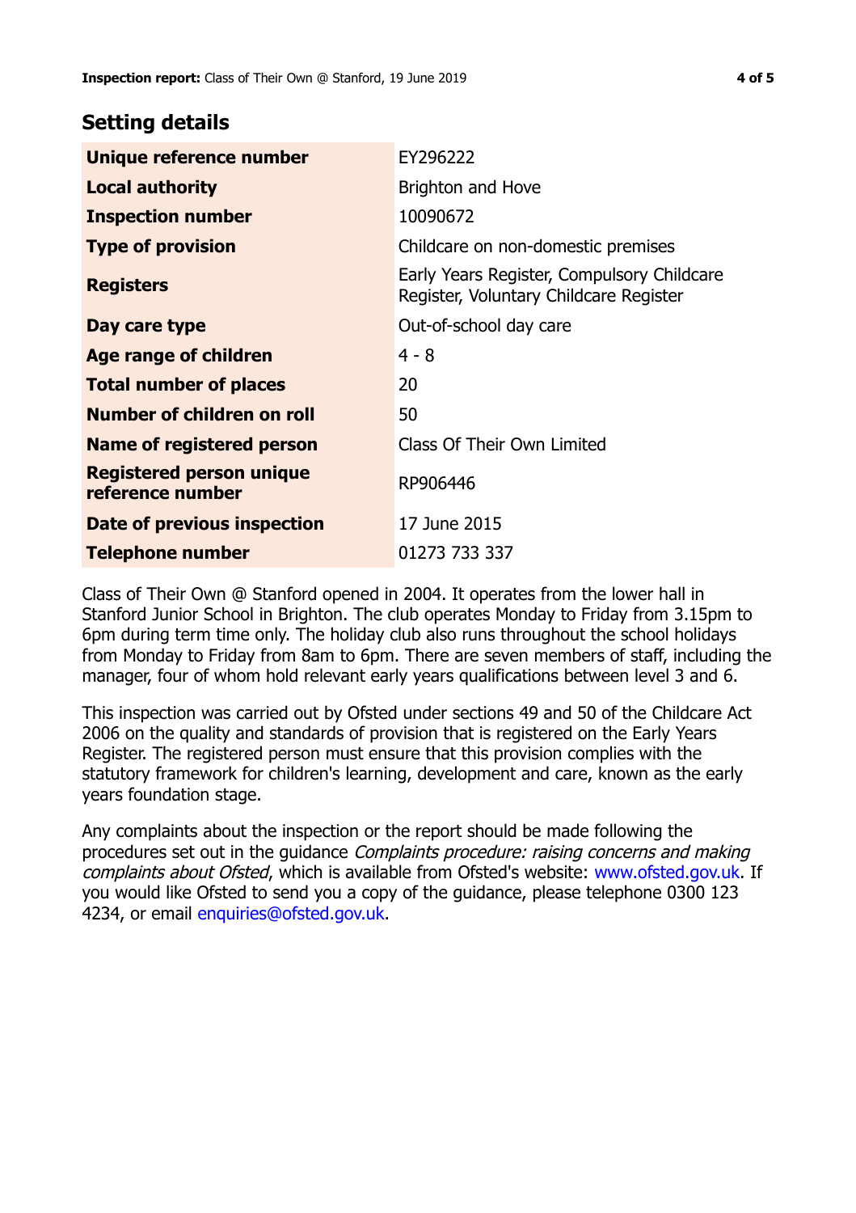## Setting details

| | |
|---|---|
| **Unique reference number** | EY296222 |
| **Local authority** | Brighton and Hove |
| **Inspection number** | 10090672 |
| **Type of provision** | Childcare on non-domestic premises |
| **Registers** | Early Years Register, Compulsory Childcare Register, Voluntary Childcare Register |
| **Day care type** | Out-of-school day care |
| **Age range of children** | 4 - 8 |
| **Total number of places** | 20 |
| **Number of children on roll** | 50 |
| **Name of registered person** | Class Of Their Own Limited |
| **Registered person unique reference number** | RP906446 |
| **Date of previous inspection** | 17 June 2015 |
| **Telephone number** | 01273 733 337 |

Class of Their Own @ Stanford opened in 2004. It operates from the lower hall in Stanford Junior School in Brighton. The club operates Monday to Friday from 3.15pm to 6pm during term time only. The holiday club also runs throughout the school holidays from Monday to Friday from 8am to 6pm. There are seven members of staff, including the manager, four of whom hold relevant early years qualifications between level 3 and 6.

This inspection was carried out by Ofsted under sections 49 and 50 of the Childcare Act 2006 on the quality and standards of provision that is registered on the Early Years Register. The registered person must ensure that this provision complies with the statutory framework for children's learning, development and care, known as the early years foundation stage.

Any complaints about the inspection or the report should be made following the procedures set out in the guidance *Complaints procedure: raising concerns and making complaints about Ofsted*, which is available from Ofsted's website: www.ofsted.gov.uk. If you would like Ofsted to send you a copy of the guidance, please telephone 0300 123 4234, or email enquiries@ofsted.gov.uk.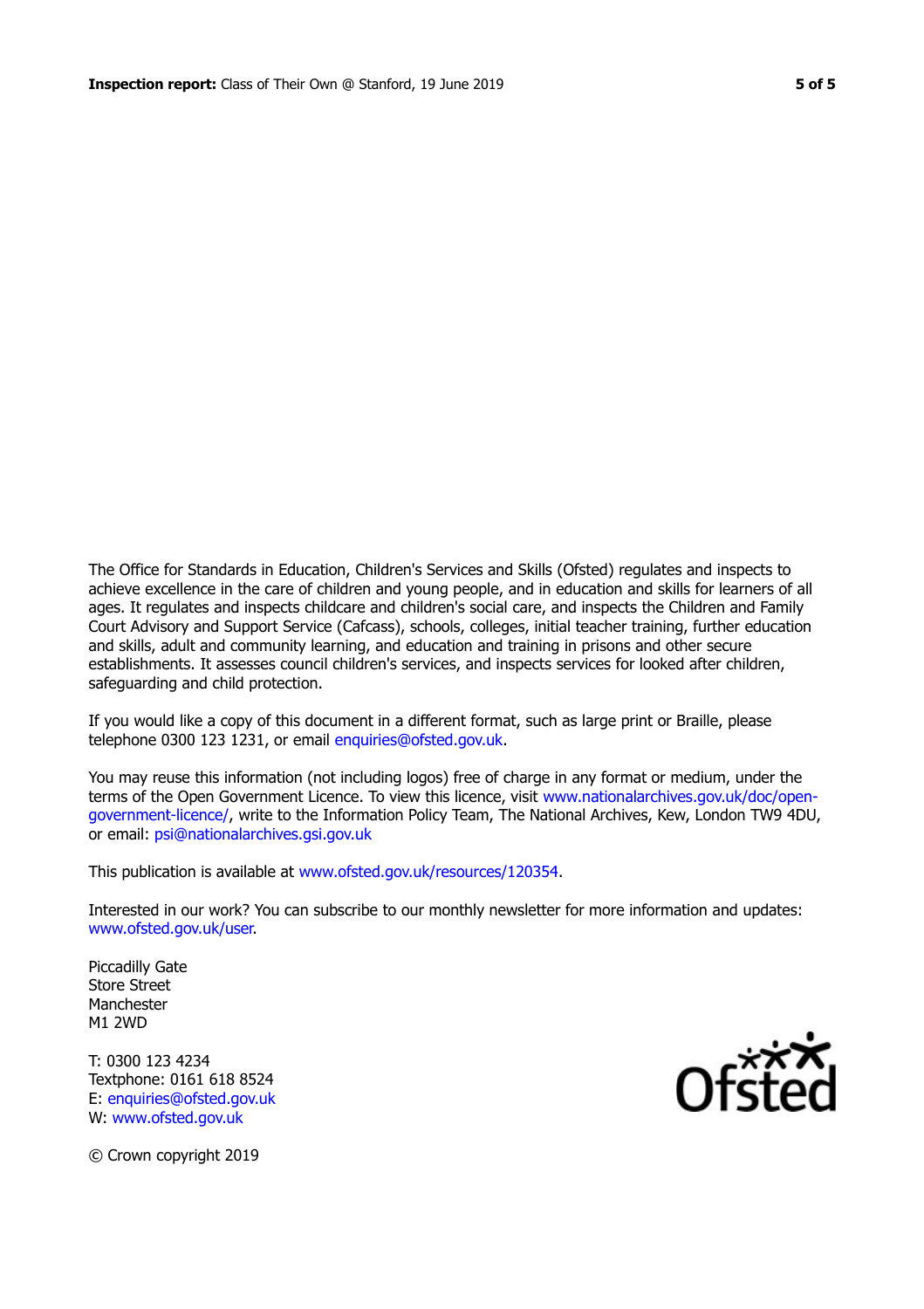The Office for Standards in Education, Children's Services and Skills (Ofsted) regulates and inspects to achieve excellence in the care of children and young people, and in education and skills for learners of all ages. It regulates and inspects childcare and children's social care, and inspects the Children and Family Court Advisory and Support Service (Cafcass), schools, colleges, initial teacher training, further education and skills, adult and community learning, and education and training in prisons and other secure establishments. It assesses council children's services, and inspects services for looked after children, safeguarding and child protection.

If you would like a copy of this document in a different format, such as large print or Braille, please telephone 0300 123 1231, or email enquiries@ofsted.gov.uk.

You may reuse this information (not including logos) free of charge in any format or medium, under the terms of the Open Government Licence. To view this licence, visit www.nationalarchives.gov.uk/doc/open-government-licence/, write to the Information Policy Team, The National Archives, Kew, London TW9 4DU, or email: psi@nationalarchives.gsi.gov.uk

This publication is available at www.ofsted.gov.uk/resources/120354.

Interested in our work? You can subscribe to our monthly newsletter for more information and updates: www.ofsted.gov.uk/user.

Piccadilly Gate
Store Street
Manchester
M1 2WD

T: 0300 123 4234
Textphone: 0161 618 8524
E: enquiries@ofsted.gov.uk
W: www.ofsted.gov.uk

© Crown copyright 2019